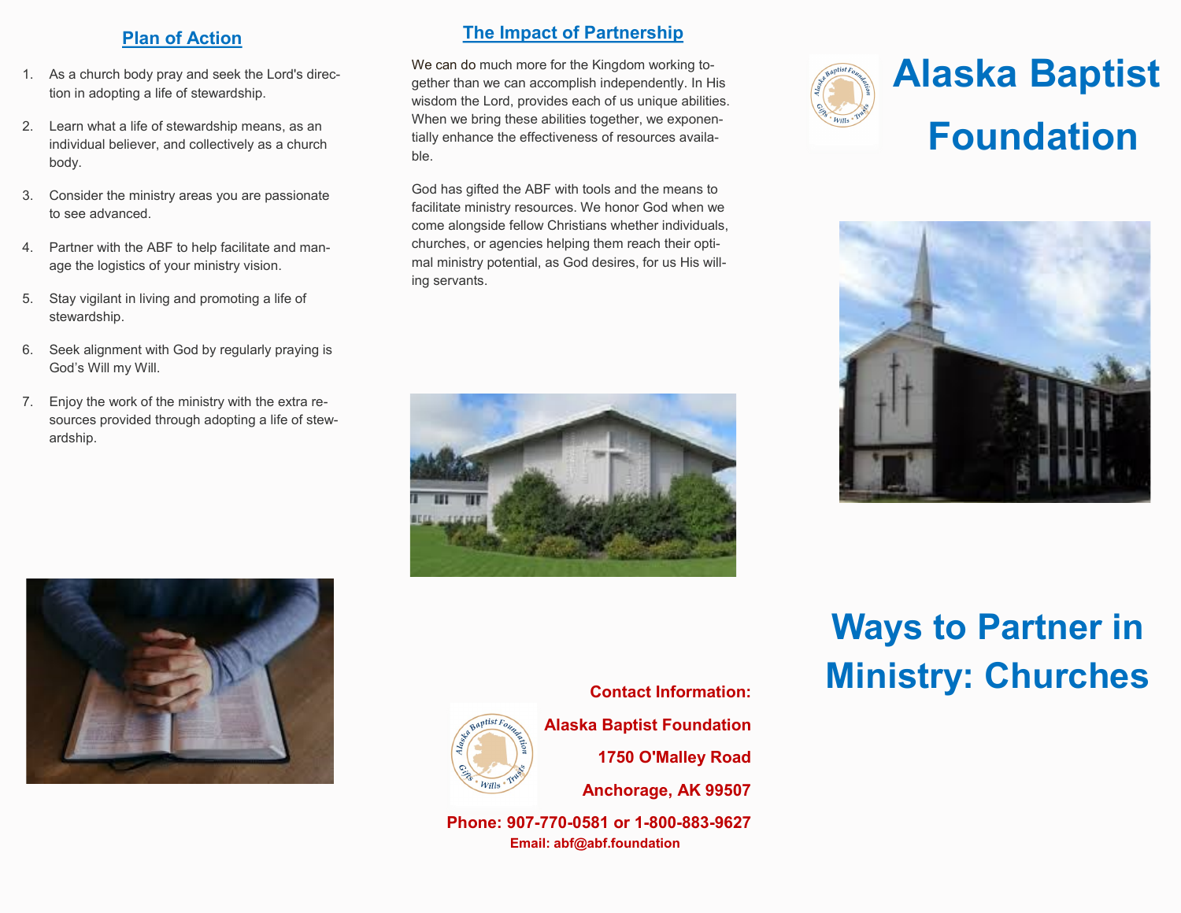## Plan of Action

1. As a church body pray and seek the Lord's direction in adopting a life of stewardship.
2. Learn what a life of stewardship means, as an individual believer, and collectively as a church body.
3. Consider the ministry areas you are passionate to see advanced.
4. Partner with the ABF to help facilitate and manage the logistics of your ministry vision.
5. Stay vigilant in living and promoting a life of stewardship.
6. Seek alignment with God by regularly praying is God's Will my Will.
7. Enjoy the work of the ministry with the extra resources provided through adopting a life of stewardship.

## The Impact of Partnership

We can do much more for the Kingdom working together than we can accomplish independently. In His wisdom the Lord, provides each of us unique abilities. When we bring these abilities together, we exponentially enhance the effectiveness of resources available.

God has gifted the ABF with tools and the means to facilitate ministry resources. We honor God when we come alongside fellow Christians whether individuals, churches, or agencies helping them reach their optimal ministry potential, as God desires, for us His willing servants.

**Contact Information:**

**Alaska Baptist Foundation**

**1750 O'Malley Road**

**Anchorage, AK 99507**

**Phone: 907-770-0581 or 1-800-883-9627**

**Email: abf@abf.foundation**

# Alaska Baptist Foundation

# Ways to Partner in Ministry: Churches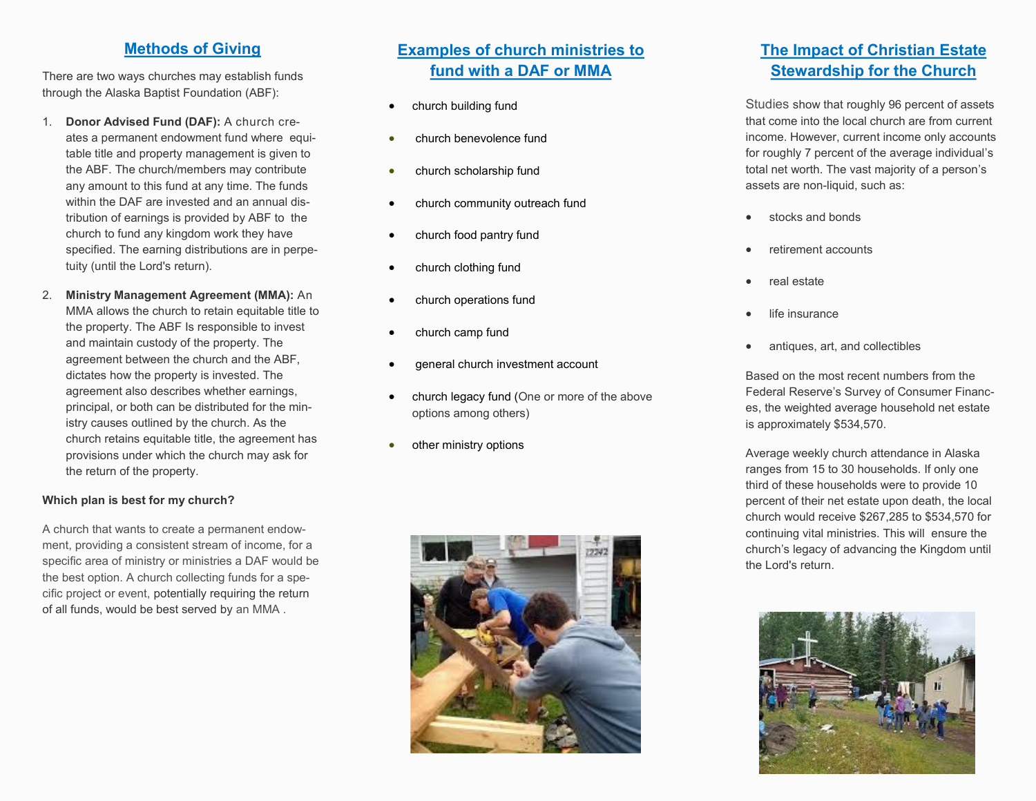## Methods of Giving

There are two ways churches may establish funds through the Alaska Baptist Foundation (ABF):

1. **Donor Advised Fund (DAF):** A church creates a permanent endowment fund where equitable title and property management is given to the ABF. The church/members may contribute any amount to this fund at any time. The funds within the DAF are invested and an annual distribution of earnings is provided by ABF to the church to fund any kingdom work they have specified. The earning distributions are in perpetuity (until the Lord's return).

2. **Ministry Management Agreement (MMA):** An MMA allows the church to retain equitable title to the property. The ABF Is responsible to invest and maintain custody of the property. The agreement between the church and the ABF, dictates how the property is invested. The agreement also describes whether earnings, principal, or both can be distributed for the ministry causes outlined by the church. As the church retains equitable title, the agreement has provisions under which the church may ask for the return of the property.

**Which plan is best for my church?**

A church that wants to create a permanent endowment, providing a consistent stream of income, for a specific area of ministry or ministries a DAF would be the best option. A church collecting funds for a specific project or event, potentially requiring the return of all funds, would be best served by an MMA .

## Examples of church ministries to fund with a DAF or MMA

- church building fund
- church benevolence fund
- church scholarship fund
- church community outreach fund
- church food pantry fund
- church clothing fund
- church operations fund
- church camp fund
- general church investment account
- church legacy fund (One or more of the above options among others)
- other ministry options

## The Impact of Christian Estate Stewardship for the Church

Studies show that roughly 96 percent of assets that come into the local church are from current income. However, current income only accounts for roughly 7 percent of the average individual's total net worth. The vast majority of a person's assets are non-liquid, such as:

- stocks and bonds
- retirement accounts
- real estate
- life insurance
- antiques, art, and collectibles

Based on the most recent numbers from the Federal Reserve's Survey of Consumer Finances, the weighted average household net estate is approximately $534,570.

Average weekly church attendance in Alaska ranges from 15 to 30 households. If only one third of these households were to provide 10 percent of their net estate upon death, the local church would receive $267,285 to $534,570 for continuing vital ministries. This will ensure the church's legacy of advancing the Kingdom until the Lord's return.